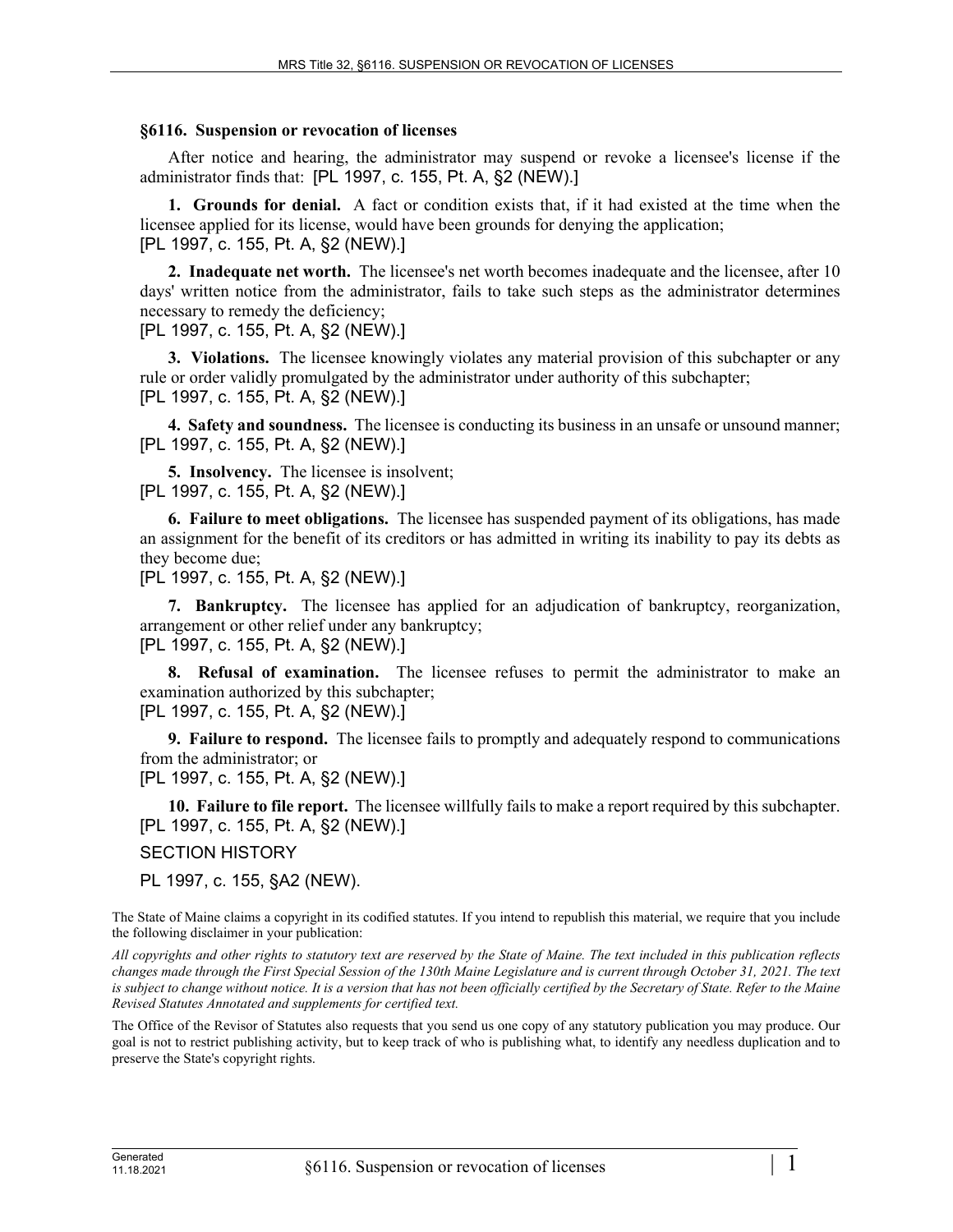## §6116. Suspension or revocation of licenses

After notice and hearing, the administrator may suspend or revoke a licensee's license if the administrator finds that: [PL 1997, c. 155, Pt. A, §2 (NEW).]

**1. Grounds for denial.** A fact or condition exists that, if it had existed at the time when the licensee applied for its license, would have been grounds for denying the application;
[PL 1997, c. 155, Pt. A, §2 (NEW).]

**2. Inadequate net worth.** The licensee's net worth becomes inadequate and the licensee, after 10 days' written notice from the administrator, fails to take such steps as the administrator determines necessary to remedy the deficiency;
[PL 1997, c. 155, Pt. A, §2 (NEW).]

**3. Violations.** The licensee knowingly violates any material provision of this subchapter or any rule or order validly promulgated by the administrator under authority of this subchapter;
[PL 1997, c. 155, Pt. A, §2 (NEW).]

**4. Safety and soundness.** The licensee is conducting its business in an unsafe or unsound manner;
[PL 1997, c. 155, Pt. A, §2 (NEW).]

**5. Insolvency.** The licensee is insolvent;
[PL 1997, c. 155, Pt. A, §2 (NEW).]

**6. Failure to meet obligations.** The licensee has suspended payment of its obligations, has made an assignment for the benefit of its creditors or has admitted in writing its inability to pay its debts as they become due;
[PL 1997, c. 155, Pt. A, §2 (NEW).]

**7. Bankruptcy.** The licensee has applied for an adjudication of bankruptcy, reorganization, arrangement or other relief under any bankruptcy;
[PL 1997, c. 155, Pt. A, §2 (NEW).]

**8. Refusal of examination.** The licensee refuses to permit the administrator to make an examination authorized by this subchapter;
[PL 1997, c. 155, Pt. A, §2 (NEW).]

**9. Failure to respond.** The licensee fails to promptly and adequately respond to communications from the administrator; or
[PL 1997, c. 155, Pt. A, §2 (NEW).]

**10. Failure to file report.** The licensee willfully fails to make a report required by this subchapter.
[PL 1997, c. 155, Pt. A, §2 (NEW).]

SECTION HISTORY

PL 1997, c. 155, §A2 (NEW).

The State of Maine claims a copyright in its codified statutes. If you intend to republish this material, we require that you include the following disclaimer in your publication:

*All copyrights and other rights to statutory text are reserved by the State of Maine. The text included in this publication reflects changes made through the First Special Session of the 130th Maine Legislature and is current through October 31, 2021. The text is subject to change without notice. It is a version that has not been officially certified by the Secretary of State. Refer to the Maine Revised Statutes Annotated and supplements for certified text.*

The Office of the Revisor of Statutes also requests that you send us one copy of any statutory publication you may produce. Our goal is not to restrict publishing activity, but to keep track of who is publishing what, to identify any needless duplication and to preserve the State's copyright rights.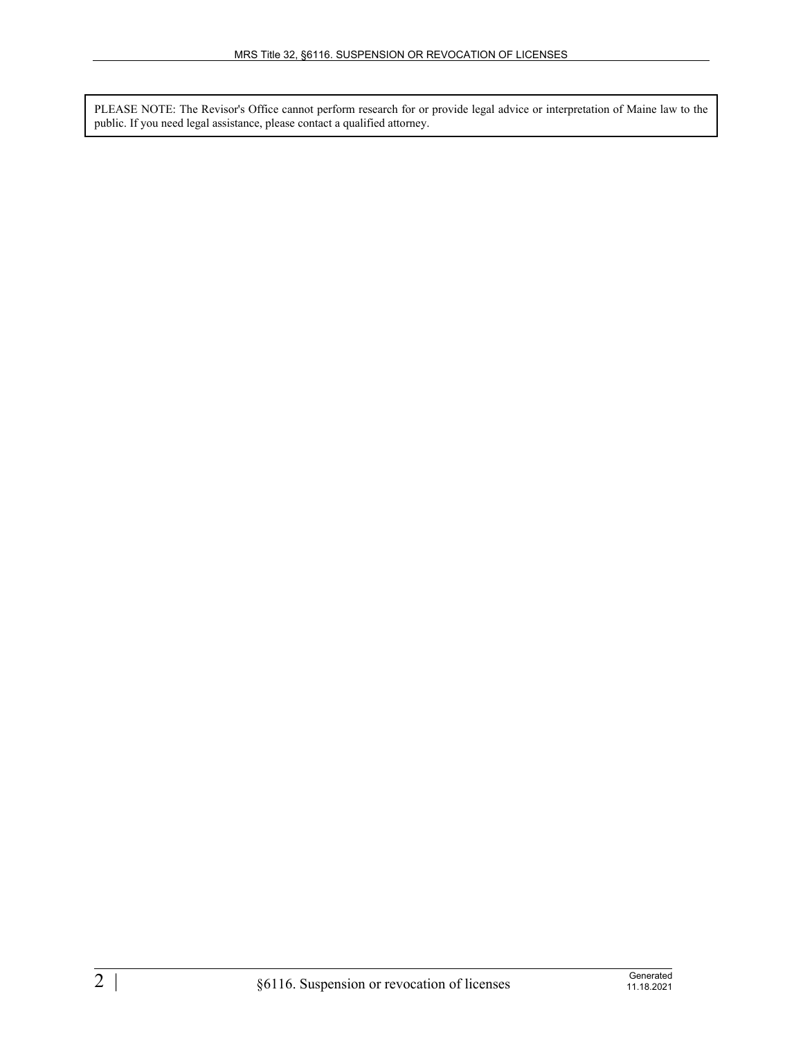PLEASE NOTE: The Revisor's Office cannot perform research for or provide legal advice or interpretation of Maine law to the public. If you need legal assistance, please contact a qualified attorney.